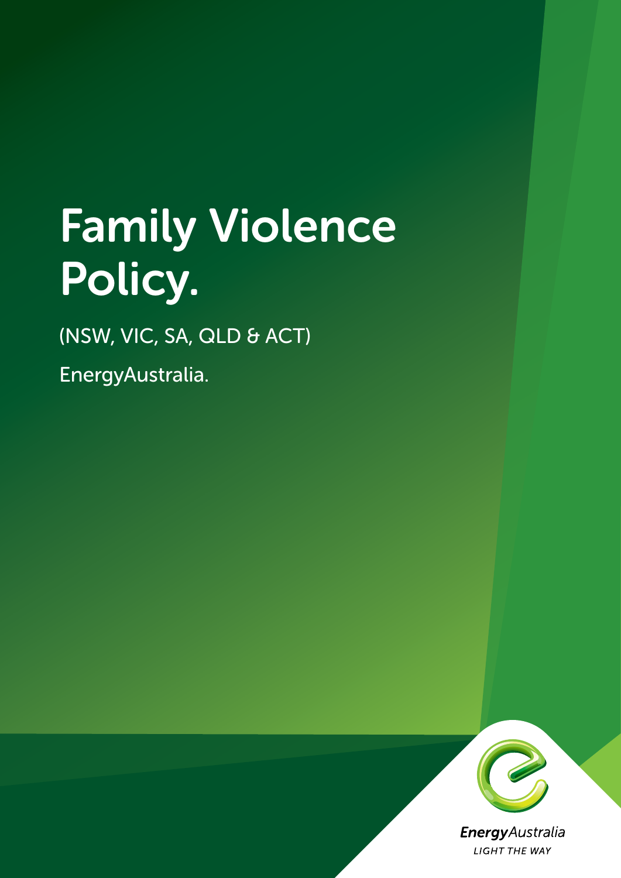# Family Violence Policy.

(NSW, VIC, SA, QLD & ACT)

EnergyAustralia.

EnergyAustralia

LIGHT THE WAY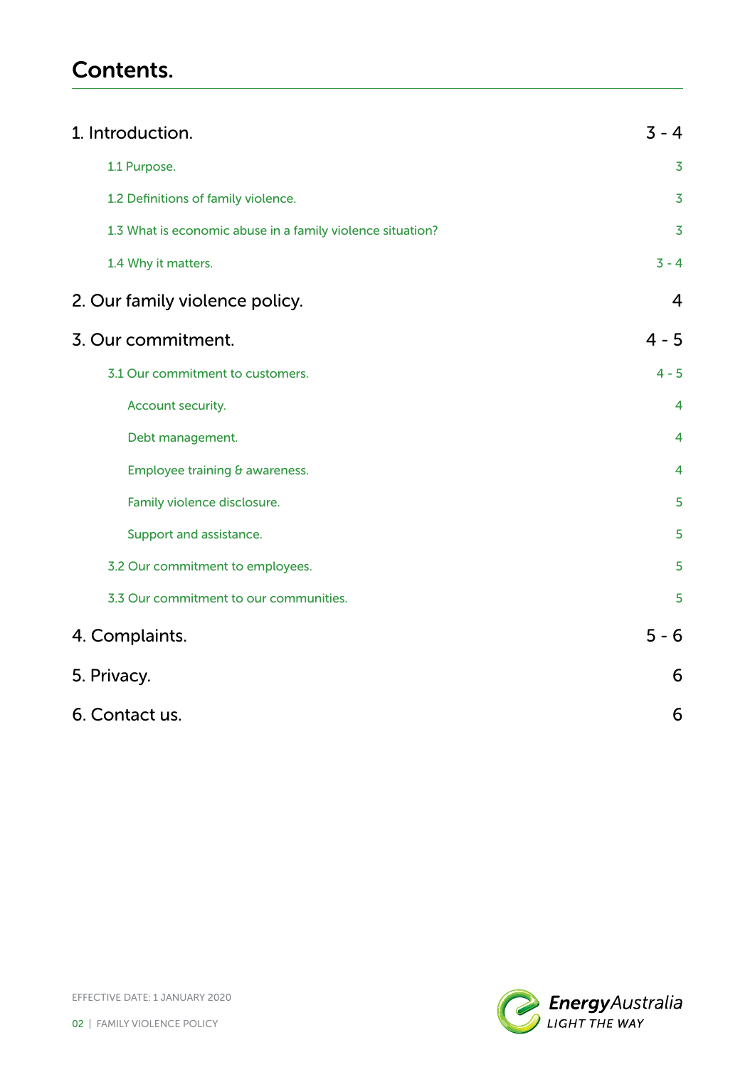# Contents.

| | |
|---|---|
| 1. Introduction. | 3 - 4 |
| 1.1 Purpose. | 3 |
| 1.2 Definitions of family violence. | 3 |
| 1.3 What is economic abuse in a family violence situation? | 3 |
| 1.4 Why it matters. | 3 - 4 |
| 2. Our family violence policy. | 4 |
| 3. Our commitment. | 4 - 5 |
| 3.1 Our commitment to customers. | 4 - 5 |
| Account security. | 4 |
| Debt management. | 4 |
| Employee training & awareness. | 4 |
| Family violence disclosure. | 5 |
| Support and assistance. | 5 |
| 3.2 Our commitment to employees. | 5 |
| 3.3 Our commitment to our communities. | 5 |
| 4. Complaints. | 5 - 6 |
| 5. Privacy. | 6 |
| 6. Contact us. | 6 |

EFFECTIVE DATE: 1 JANUARY 2020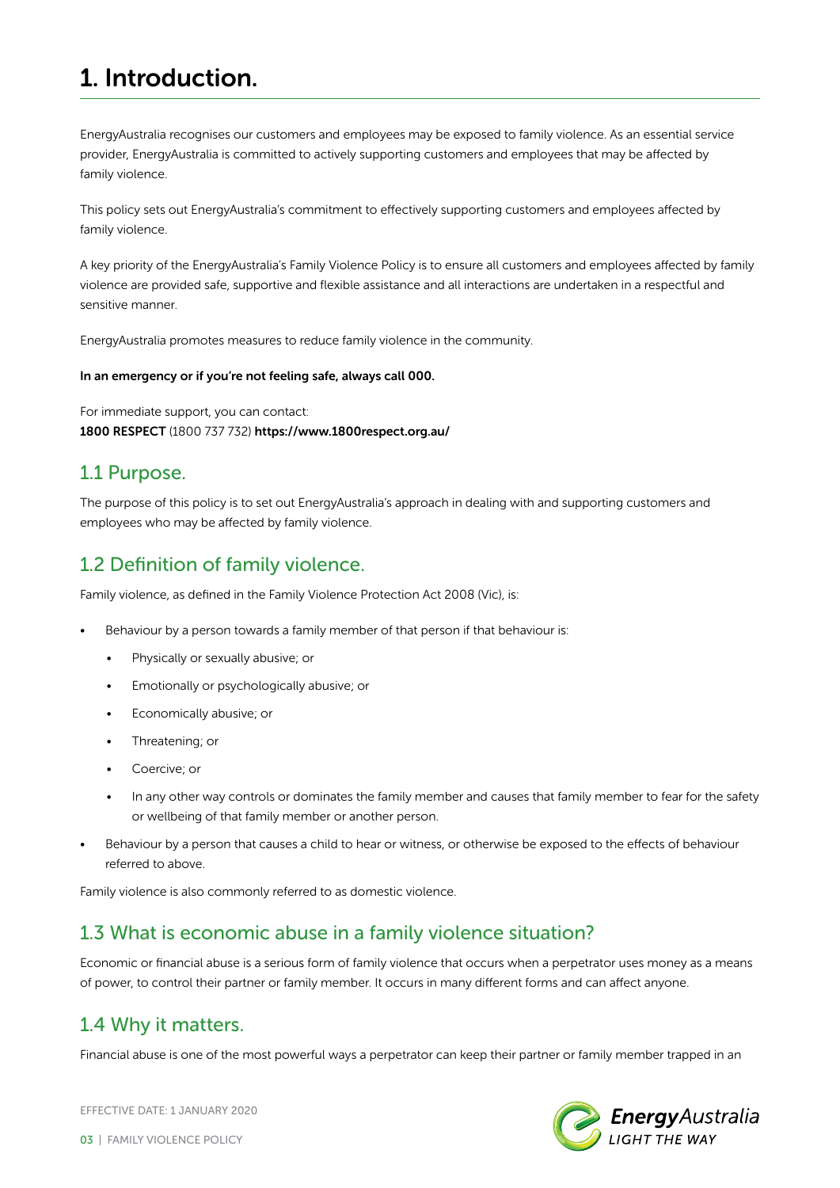# 1. Introduction.

EnergyAustralia recognises our customers and employees may be exposed to family violence. As an essential service provider, EnergyAustralia is committed to actively supporting customers and employees that may be affected by family violence.

This policy sets out EnergyAustralia's commitment to effectively supporting customers and employees affected by family violence.

A key priority of the EnergyAustralia's Family Violence Policy is to ensure all customers and employees affected by family violence are provided safe, supportive and flexible assistance and all interactions are undertaken in a respectful and sensitive manner.

EnergyAustralia promotes measures to reduce family violence in the community.

**In an emergency or if you're not feeling safe, always call 000.**

For immediate support, you can contact:
**1800 RESPECT** (1800 737 732) **https://www.1800respect.org.au/**

## 1.1 Purpose.

The purpose of this policy is to set out EnergyAustralia's approach in dealing with and supporting customers and employees who may be affected by family violence.

## 1.2 Definition of family violence.

Family violence, as defined in the Family Violence Protection Act 2008 (Vic), is:

- Behaviour by a person towards a family member of that person if that behaviour is:
  - Physically or sexually abusive; or
  - Emotionally or psychologically abusive; or
  - Economically abusive; or
  - Threatening; or
  - Coercive; or
  - In any other way controls or dominates the family member and causes that family member to fear for the safety or wellbeing of that family member or another person.
- Behaviour by a person that causes a child to hear or witness, or otherwise be exposed to the effects of behaviour referred to above.

Family violence is also commonly referred to as domestic violence.

## 1.3 What is economic abuse in a family violence situation?

Economic or financial abuse is a serious form of family violence that occurs when a perpetrator uses money as a means of power, to control their partner or family member. It occurs in many different forms and can affect anyone.

## 1.4 Why it matters.

Financial abuse is one of the most powerful ways a perpetrator can keep their partner or family member trapped in an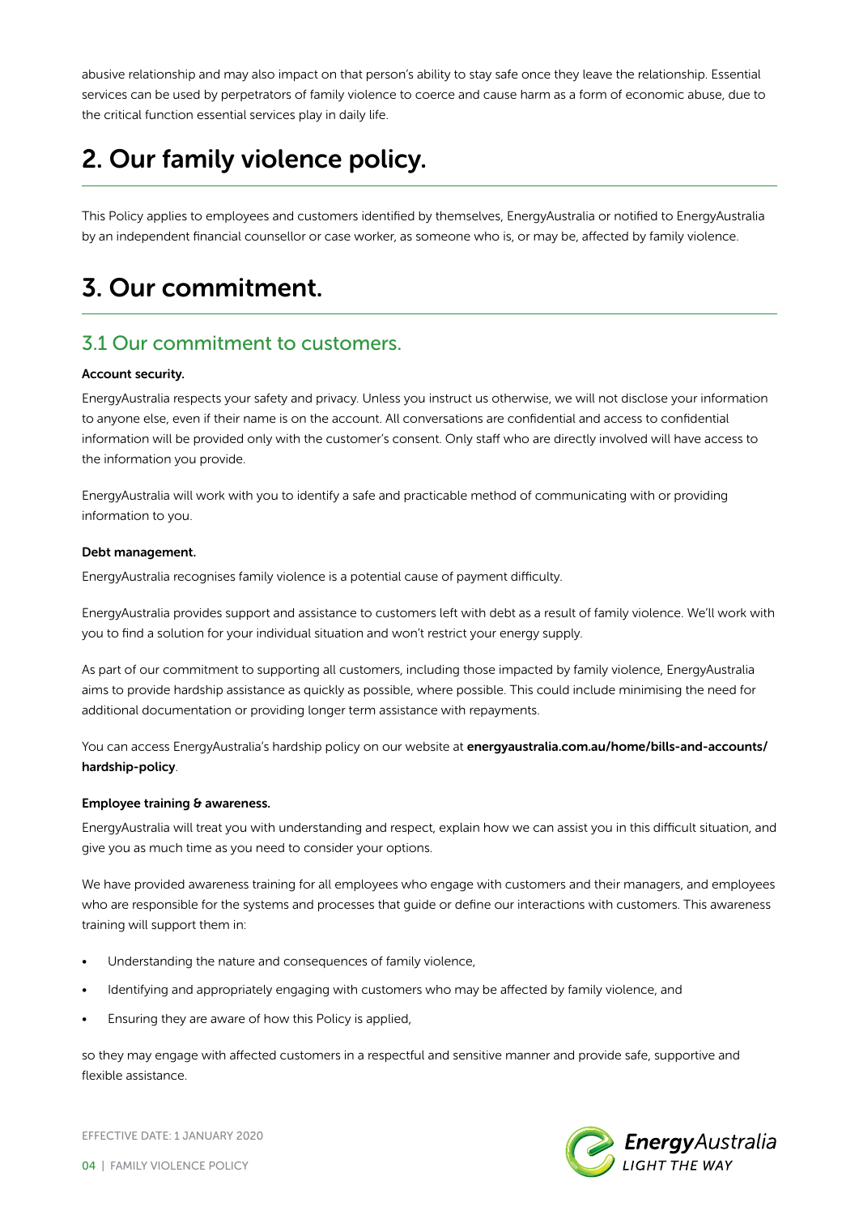abusive relationship and may also impact on that person's ability to stay safe once they leave the relationship. Essential services can be used by perpetrators of family violence to coerce and cause harm as a form of economic abuse, due to the critical function essential services play in daily life.

# 2. Our family violence policy.

This Policy applies to employees and customers identified by themselves, EnergyAustralia or notified to EnergyAustralia by an independent financial counsellor or case worker, as someone who is, or may be, affected by family violence.

# 3. Our commitment.

## 3.1 Our commitment to customers.

**Account security.**

EnergyAustralia respects your safety and privacy. Unless you instruct us otherwise, we will not disclose your information to anyone else, even if their name is on the account. All conversations are confidential and access to confidential information will be provided only with the customer's consent. Only staff who are directly involved will have access to the information you provide.

EnergyAustralia will work with you to identify a safe and practicable method of communicating with or providing information to you.

**Debt management.**

EnergyAustralia recognises family violence is a potential cause of payment difficulty.

EnergyAustralia provides support and assistance to customers left with debt as a result of family violence. We'll work with you to find a solution for your individual situation and won't restrict your energy supply.

As part of our commitment to supporting all customers, including those impacted by family violence, EnergyAustralia aims to provide hardship assistance as quickly as possible, where possible. This could include minimising the need for additional documentation or providing longer term assistance with repayments.

You can access EnergyAustralia's hardship policy on our website at **energyaustralia.com.au/home/bills-and-accounts/hardship-policy**.

**Employee training & awareness.**

EnergyAustralia will treat you with understanding and respect, explain how we can assist you in this difficult situation, and give you as much time as you need to consider your options.

We have provided awareness training for all employees who engage with customers and their managers, and employees who are responsible for the systems and processes that guide or define our interactions with customers. This awareness training will support them in:

- Understanding the nature and consequences of family violence,
- Identifying and appropriately engaging with customers who may be affected by family violence, and
- Ensuring they are aware of how this Policy is applied,

so they may engage with affected customers in a respectful and sensitive manner and provide safe, supportive and flexible assistance.

EFFECTIVE DATE: 1 JANUARY 2020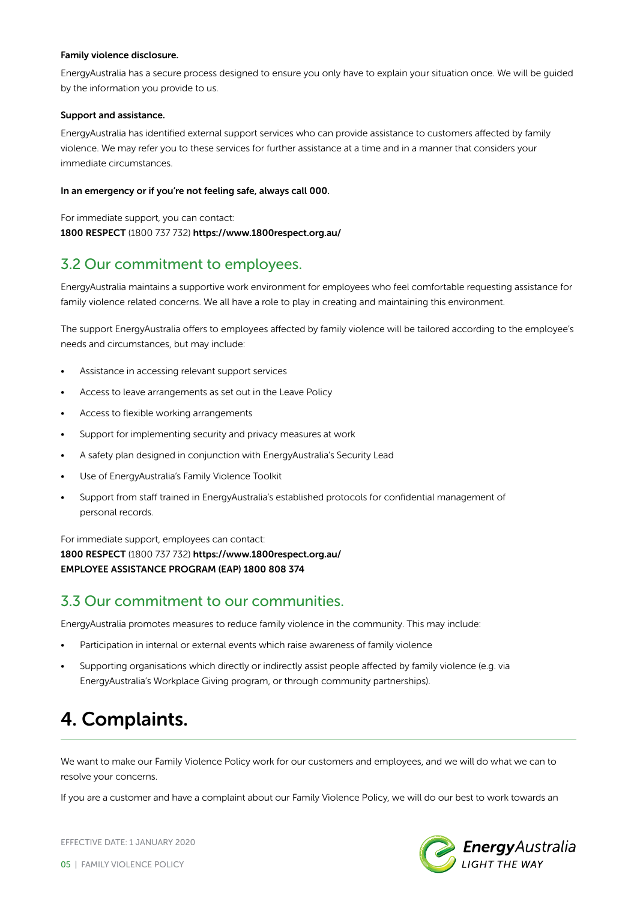**Family violence disclosure.**

EnergyAustralia has a secure process designed to ensure you only have to explain your situation once. We will be guided by the information you provide to us.

**Support and assistance.**

EnergyAustralia has identified external support services who can provide assistance to customers affected by family violence. We may refer you to these services for further assistance at a time and in a manner that considers your immediate circumstances.

**In an emergency or if you're not feeling safe, always call 000.**

For immediate support, you can contact:
**1800 RESPECT** (1800 737 732) **https://www.1800respect.org.au/**

## 3.2 Our commitment to employees.

EnergyAustralia maintains a supportive work environment for employees who feel comfortable requesting assistance for family violence related concerns. We all have a role to play in creating and maintaining this environment.

The support EnergyAustralia offers to employees affected by family violence will be tailored according to the employee's needs and circumstances, but may include:

- Assistance in accessing relevant support services
- Access to leave arrangements as set out in the Leave Policy
- Access to flexible working arrangements
- Support for implementing security and privacy measures at work
- A safety plan designed in conjunction with EnergyAustralia's Security Lead
- Use of EnergyAustralia's Family Violence Toolkit
- Support from staff trained in EnergyAustralia's established protocols for confidential management of personal records.

For immediate support, employees can contact:
**1800 RESPECT** (1800 737 732) **https://www.1800respect.org.au/**
**EMPLOYEE ASSISTANCE PROGRAM (EAP) 1800 808 374**

## 3.3 Our commitment to our communities.

EnergyAustralia promotes measures to reduce family violence in the community. This may include:

- Participation in internal or external events which raise awareness of family violence
- Supporting organisations which directly or indirectly assist people affected by family violence (e.g. via EnergyAustralia's Workplace Giving program, or through community partnerships).

# 4. Complaints.

We want to make our Family Violence Policy work for our customers and employees, and we will do what we can to resolve your concerns.

If you are a customer and have a complaint about our Family Violence Policy, we will do our best to work towards an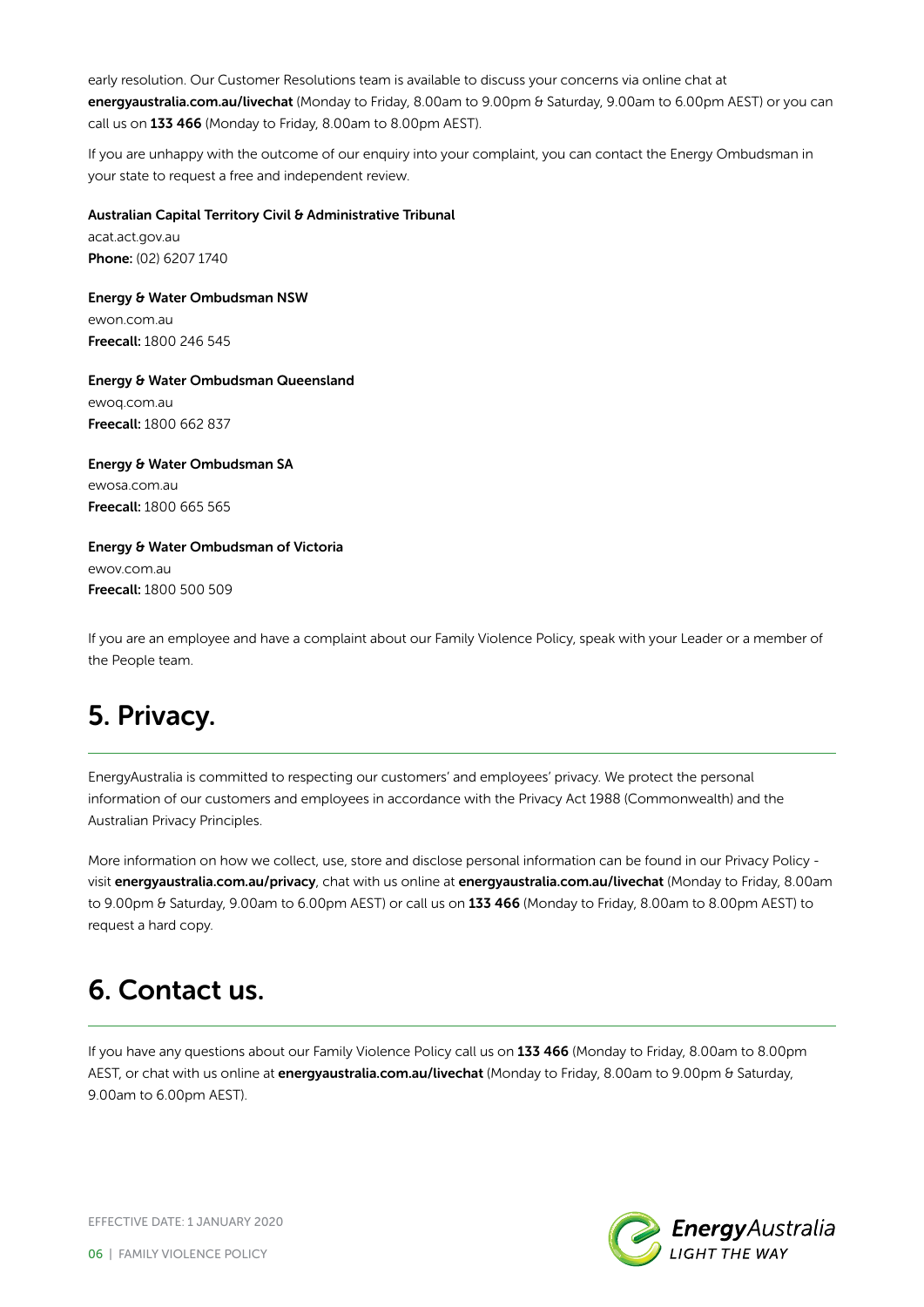early resolution. Our Customer Resolutions team is available to discuss your concerns via online chat at **energyaustralia.com.au/livechat** (Monday to Friday, 8.00am to 9.00pm & Saturday, 9.00am to 6.00pm AEST) or you can call us on **133 466** (Monday to Friday, 8.00am to 8.00pm AEST).

If you are unhappy with the outcome of our enquiry into your complaint, you can contact the Energy Ombudsman in your state to request a free and independent review.

**Australian Capital Territory Civil & Administrative Tribunal**
acat.act.gov.au
**Phone:** (02) 6207 1740

**Energy & Water Ombudsman NSW**
ewon.com.au
**Freecall:** 1800 246 545

**Energy & Water Ombudsman Queensland**
ewoq.com.au
**Freecall:** 1800 662 837

**Energy & Water Ombudsman SA**
ewosa.com.au
**Freecall:** 1800 665 565

**Energy & Water Ombudsman of Victoria**
ewov.com.au
**Freecall:** 1800 500 509

If you are an employee and have a complaint about our Family Violence Policy, speak with your Leader or a member of the People team.

## 5. Privacy.

EnergyAustralia is committed to respecting our customers' and employees' privacy. We protect the personal information of our customers and employees in accordance with the Privacy Act 1988 (Commonwealth) and the Australian Privacy Principles.

More information on how we collect, use, store and disclose personal information can be found in our Privacy Policy - visit **energyaustralia.com.au/privacy**, chat with us online at **energyaustralia.com.au/livechat** (Monday to Friday, 8.00am to 9.00pm & Saturday, 9.00am to 6.00pm AEST) or call us on **133 466** (Monday to Friday, 8.00am to 8.00pm AEST) to request a hard copy.

## 6. Contact us.

If you have any questions about our Family Violence Policy call us on **133 466** (Monday to Friday, 8.00am to 8.00pm AEST, or chat with us online at **energyaustralia.com.au/livechat** (Monday to Friday, 8.00am to 9.00pm & Saturday, 9.00am to 6.00pm AEST).

EFFECTIVE DATE: 1 JANUARY 2020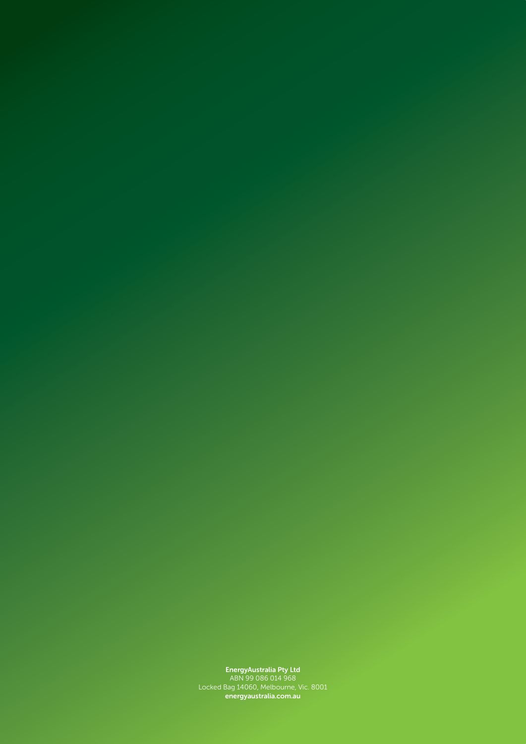**EnergyAustralia Pty Ltd**
ABN 99 086 014 968
Locked Bag 14060, Melbourne, Vic. 8001
**energyaustralia.com.au**